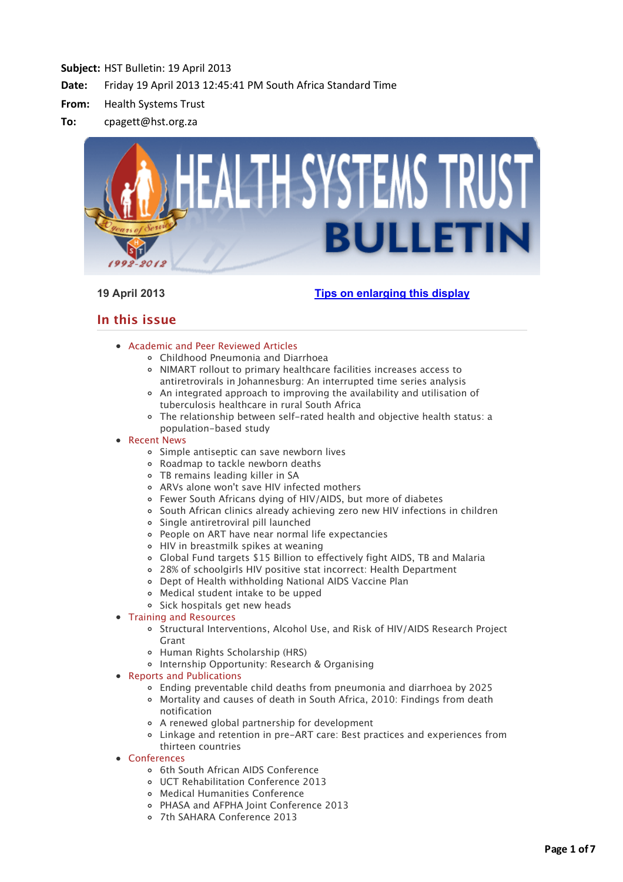**Subject:** HST Bulletin: 19 April 2013

**Date:** Friday 19 April 2013 12:45:41 PM South Africa Standard Time

**From:** Health Systems Trust

**To:** cpagett@hst.org.za

**19 April 2013** [Tips on enlarging this display]

## In this issue

- Academic and Peer Reviewed Articles
  - Childhood Pneumonia and Diarrhoea
  - NIMART rollout to primary healthcare facilities increases access to antiretrovirals in Johannesburg: An interrupted time series analysis
  - An integrated approach to improving the availability and utilisation of tuberculosis healthcare in rural South Africa
  - The relationship between self-rated health and objective health status: a population-based study
- Recent News
  - Simple antiseptic can save newborn lives
  - Roadmap to tackle newborn deaths
  - TB remains leading killer in SA
  - ARVs alone won't save HIV infected mothers
  - Fewer South Africans dying of HIV/AIDS, but more of diabetes
  - South African clinics already achieving zero new HIV infections in children
  - Single antiretroviral pill launched
  - People on ART have near normal life expectancies
  - HIV in breastmilk spikes at weaning
  - Global Fund targets $15 Billion to effectively fight AIDS, TB and Malaria
  - 28% of schoolgirls HIV positive stat incorrect: Health Department
  - Dept of Health withholding National AIDS Vaccine Plan
  - Medical student intake to be upped
  - Sick hospitals get new heads
- Training and Resources
  - Structural Interventions, Alcohol Use, and Risk of HIV/AIDS Research Project Grant
  - Human Rights Scholarship (HRS)
  - Internship Opportunity: Research & Organising
- Reports and Publications
  - Ending preventable child deaths from pneumonia and diarrhoea by 2025
  - Mortality and causes of death in South Africa, 2010: Findings from death notification
  - A renewed global partnership for development
  - Linkage and retention in pre-ART care: Best practices and experiences from thirteen countries
- Conferences
  - 6th South African AIDS Conference
  - UCT Rehabilitation Conference 2013
  - Medical Humanities Conference
  - PHASA and AFPHA Joint Conference 2013
  - 7th SAHARA Conference 2013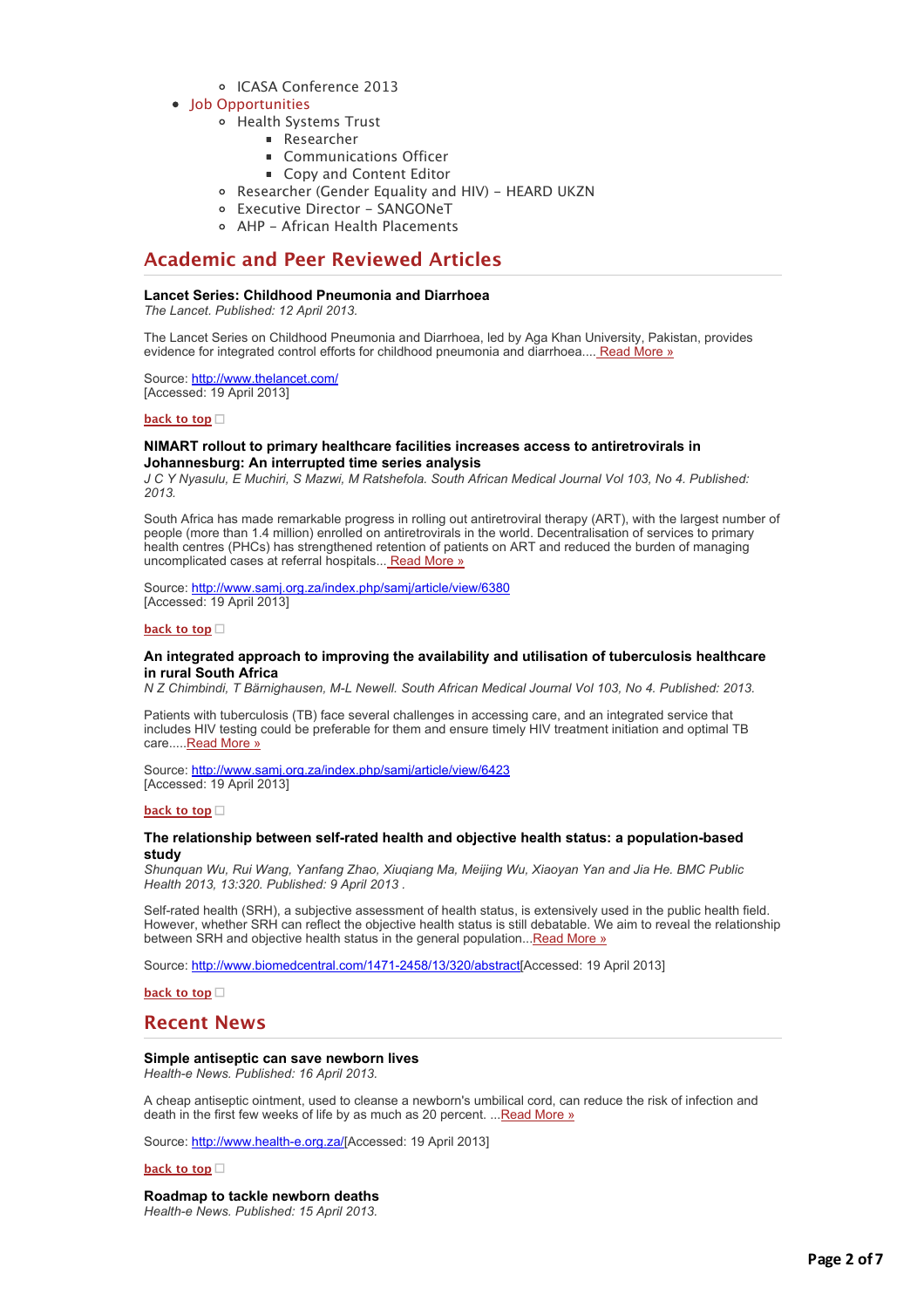- ICASA Conference 2013
- Job Opportunities
    - Health Systems Trust
        - Researcher
        - Communications Officer
        - Copy and Content Editor
    - Researcher (Gender Equality and HIV) – HEARD UKZN
    - Executive Director – SANGONeT
    - AHP – African Health Placements

## Academic and Peer Reviewed Articles

**Lancet Series: Childhood Pneumonia and Diarrhoea**
*The Lancet. Published: 12 April 2013.*

The Lancet Series on Childhood Pneumonia and Diarrhoea, led by Aga Khan University, Pakistan, provides evidence for integrated control efforts for childhood pneumonia and diarrhoea.... Read More »

Source: http://www.thelancet.com/
[Accessed: 19 April 2013]

**back to top**

**NIMART rollout to primary healthcare facilities increases access to antiretrovirals in Johannesburg: An interrupted time series analysis**
*J C Y Nyasulu, E Muchiri, S Mazwi, M Ratshefola. South African Medical Journal Vol 103, No 4. Published: 2013.*

South Africa has made remarkable progress in rolling out antiretroviral therapy (ART), with the largest number of people (more than 1.4 million) enrolled on antiretrovirals in the world. Decentralisation of services to primary health centres (PHCs) has strengthened retention of patients on ART and reduced the burden of managing uncomplicated cases at referral hospitals... Read More »

Source: http://www.samj.org.za/index.php/samj/article/view/6380
[Accessed: 19 April 2013]

**back to top**

**An integrated approach to improving the availability and utilisation of tuberculosis healthcare in rural South Africa**
*N Z Chimbindi, T Bärnighausen, M-L Newell. South African Medical Journal Vol 103, No 4. Published: 2013.*

Patients with tuberculosis (TB) face several challenges in accessing care, and an integrated service that includes HIV testing could be preferable for them and ensure timely HIV treatment initiation and optimal TB care.....Read More »

Source: http://www.samj.org.za/index.php/samj/article/view/6423
[Accessed: 19 April 2013]

**back to top**

**The relationship between self-rated health and objective health status: a population-based study**
*Shunquan Wu, Rui Wang, Yanfang Zhao, Xiuqiang Ma, Meijing Wu, Xiaoyan Yan and Jia He. BMC Public Health 2013, 13:320. Published: 9 April 2013 .*

Self-rated health (SRH), a subjective assessment of health status, is extensively used in the public health field. However, whether SRH can reflect the objective health status is still debatable. We aim to reveal the relationship between SRH and objective health status in the general population...Read More »

Source: http://www.biomedcentral.com/1471-2458/13/320/abstract[Accessed: 19 April 2013]

**back to top**

## Recent News

**Simple antiseptic can save newborn lives**
*Health-e News. Published: 16 April 2013.*

A cheap antiseptic ointment, used to cleanse a newborn's umbilical cord, can reduce the risk of infection and death in the first few weeks of life by as much as 20 percent. ...Read More »

Source: http://www.health-e.org.za/[Accessed: 19 April 2013]

**back to top**

**Roadmap to tackle newborn deaths**
*Health-e News. Published: 15 April 2013.*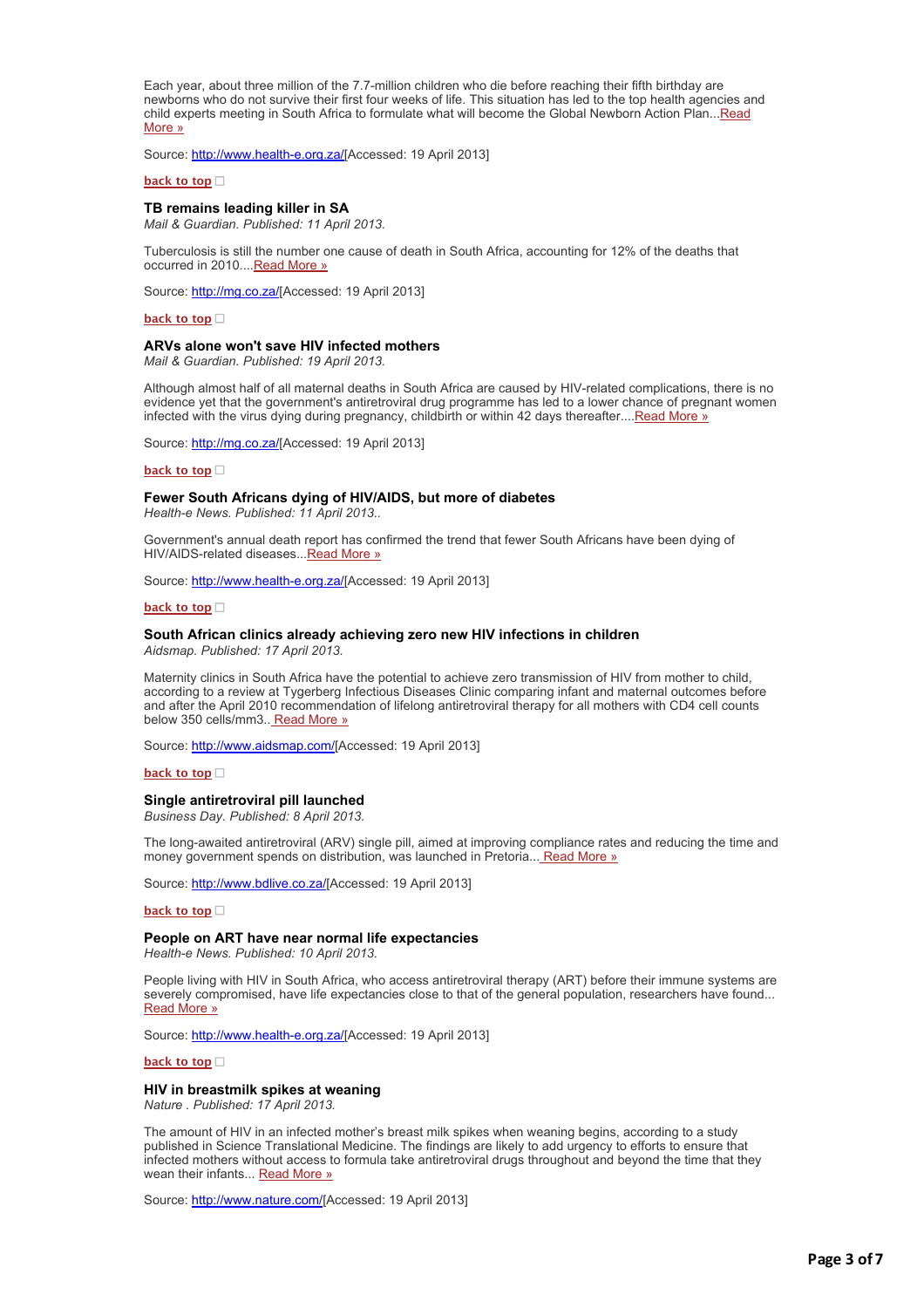Each year, about three million of the 7.7-million children who die before reaching their fifth birthday are newborns who do not survive their first four weeks of life. This situation has led to the top health agencies and child experts meeting in South Africa to formulate what will become the Global Newborn Action Plan...Read More »

Source: http://www.health-e.org.za/[Accessed: 19 April 2013]

**back to top**

### TB remains leading killer in SA

*Mail & Guardian. Published: 11 April 2013.*

Tuberculosis is still the number one cause of death in South Africa, accounting for 12% of the deaths that occurred in 2010....Read More »

Source: http://mg.co.za/[Accessed: 19 April 2013]

**back to top**

### ARVs alone won't save HIV infected mothers

*Mail & Guardian. Published: 19 April 2013.*

Although almost half of all maternal deaths in South Africa are caused by HIV-related complications, there is no evidence yet that the government's antiretroviral drug programme has led to a lower chance of pregnant women infected with the virus dying during pregnancy, childbirth or within 42 days thereafter....Read More »

Source: http://mg.co.za/[Accessed: 19 April 2013]

**back to top**

### Fewer South Africans dying of HIV/AIDS, but more of diabetes

*Health-e News. Published: 11 April 2013..*

Government's annual death report has confirmed the trend that fewer South Africans have been dying of HIV/AIDS-related diseases...Read More »

Source: http://www.health-e.org.za/[Accessed: 19 April 2013]

**back to top**

### South African clinics already achieving zero new HIV infections in children

*Aidsmap. Published: 17 April 2013.*

Maternity clinics in South Africa have the potential to achieve zero transmission of HIV from mother to child, according to a review at Tygerberg Infectious Diseases Clinic comparing infant and maternal outcomes before and after the April 2010 recommendation of lifelong antiretroviral therapy for all mothers with CD4 cell counts below 350 cells/mm3.. Read More »

Source: http://www.aidsmap.com/[Accessed: 19 April 2013]

**back to top**

### Single antiretroviral pill launched

*Business Day. Published: 8 April 2013.*

The long-awaited antiretroviral (ARV) single pill, aimed at improving compliance rates and reducing the time and money government spends on distribution, was launched in Pretoria... Read More »

Source: http://www.bdlive.co.za/[Accessed: 19 April 2013]

**back to top**

### People on ART have near normal life expectancies

*Health-e News. Published: 10 April 2013.*

People living with HIV in South Africa, who access antiretroviral therapy (ART) before their immune systems are severely compromised, have life expectancies close to that of the general population, researchers have found... Read More »

Source: http://www.health-e.org.za/[Accessed: 19 April 2013]

**back to top**

### HIV in breastmilk spikes at weaning

*Nature . Published: 17 April 2013.*

The amount of HIV in an infected mother's breast milk spikes when weaning begins, according to a study published in Science Translational Medicine. The findings are likely to add urgency to efforts to ensure that infected mothers without access to formula take antiretroviral drugs throughout and beyond the time that they wean their infants... Read More »

Source: http://www.nature.com/[Accessed: 19 April 2013]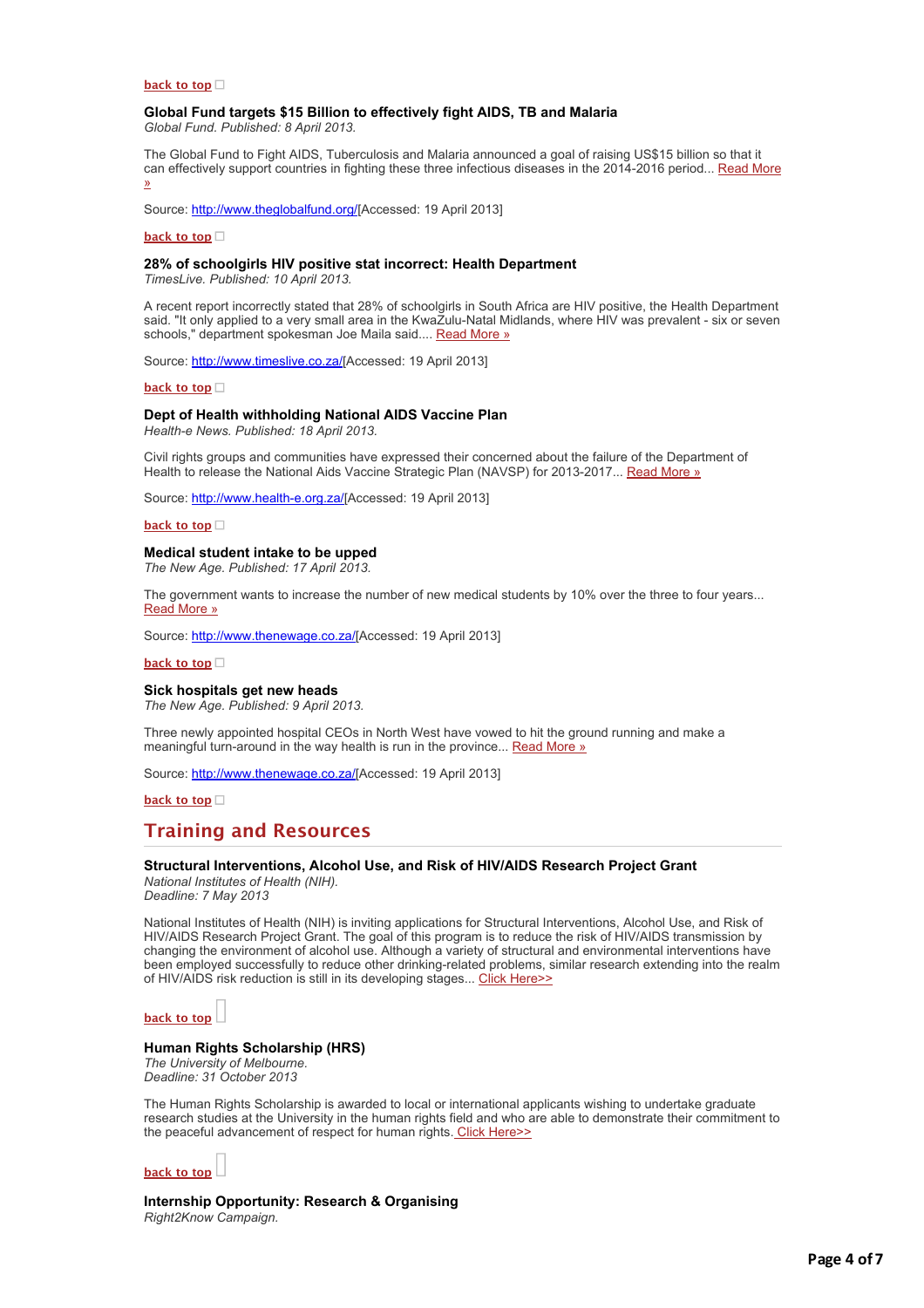**back to top**

### Global Fund targets $15 Billion to effectively fight AIDS, TB and Malaria

*Global Fund. Published: 8 April 2013.*

The Global Fund to Fight AIDS, Tuberculosis and Malaria announced a goal of raising US$15 billion so that it can effectively support countries in fighting these three infectious diseases in the 2014-2016 period... Read More »

Source: http://www.theglobalfund.org/[Accessed: 19 April 2013]

**back to top**

### 28% of schoolgirls HIV positive stat incorrect: Health Department

*TimesLive. Published: 10 April 2013.*

A recent report incorrectly stated that 28% of schoolgirls in South Africa are HIV positive, the Health Department said. "It only applied to a very small area in the KwaZulu-Natal Midlands, where HIV was prevalent - six or seven schools," department spokesman Joe Maila said.... Read More »

Source: http://www.timeslive.co.za/[Accessed: 19 April 2013]

**back to top**

### Dept of Health withholding National AIDS Vaccine Plan

*Health-e News. Published: 18 April 2013.*

Civil rights groups and communities have expressed their concerned about the failure of the Department of Health to release the National Aids Vaccine Strategic Plan (NAVSP) for 2013-2017... Read More »

Source: http://www.health-e.org.za/[Accessed: 19 April 2013]

**back to top**

### Medical student intake to be upped

*The New Age. Published: 17 April 2013.*

The government wants to increase the number of new medical students by 10% over the three to four years... Read More »

Source: http://www.thenewage.co.za/[Accessed: 19 April 2013]

**back to top**

### Sick hospitals get new heads

*The New Age. Published: 9 April 2013.*

Three newly appointed hospital CEOs in North West have vowed to hit the ground running and make a meaningful turn-around in the way health is run in the province... Read More »

Source: http://www.thenewage.co.za/[Accessed: 19 April 2013]

**back to top**

## Training and Resources

### Structural Interventions, Alcohol Use, and Risk of HIV/AIDS Research Project Grant

*National Institutes of Health (NIH).*
*Deadline: 7 May 2013*

National Institutes of Health (NIH) is inviting applications for Structural Interventions, Alcohol Use, and Risk of HIV/AIDS Research Project Grant. The goal of this program is to reduce the risk of HIV/AIDS transmission by changing the environment of alcohol use. Although a variety of structural and environmental interventions have been employed successfully to reduce other drinking-related problems, similar research extending into the realm of HIV/AIDS risk reduction is still in its developing stages... Click Here>>

**back to top**

### Human Rights Scholarship (HRS)

*The University of Melbourne.*
*Deadline: 31 October 2013*

The Human Rights Scholarship is awarded to local or international applicants wishing to undertake graduate research studies at the University in the human rights field and who are able to demonstrate their commitment to the peaceful advancement of respect for human rights. Click Here>>

**back to top**

### Internship Opportunity: Research & Organising

*Right2Know Campaign.*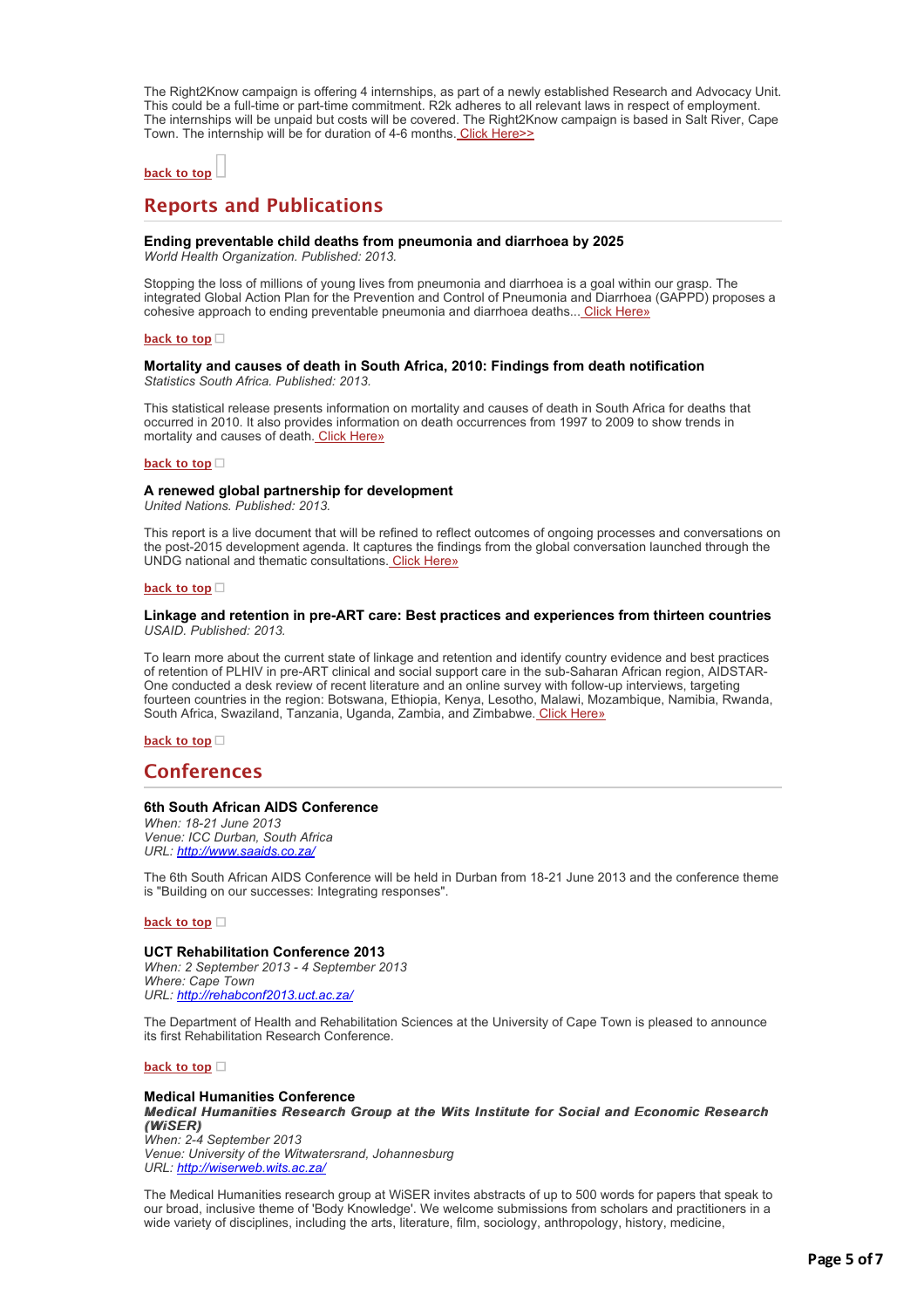The Right2Know campaign is offering 4 internships, as part of a newly established Research and Advocacy Unit. This could be a full-time or part-time commitment. R2k adheres to all relevant laws in respect of employment. The internships will be unpaid but costs will be covered. The Right2Know campaign is based in Salt River, Cape Town. The internship will be for duration of 4-6 months. Click Here>>

back to top

## Reports and Publications

### Ending preventable child deaths from pneumonia and diarrhoea by 2025

*World Health Organization. Published: 2013.*

Stopping the loss of millions of young lives from pneumonia and diarrhoea is a goal within our grasp. The integrated Global Action Plan for the Prevention and Control of Pneumonia and Diarrhoea (GAPPD) proposes a cohesive approach to ending preventable pneumonia and diarrhoea deaths... Click Here»

back to top

### Mortality and causes of death in South Africa, 2010: Findings from death notification

*Statistics South Africa. Published: 2013.*

This statistical release presents information on mortality and causes of death in South Africa for deaths that occurred in 2010. It also provides information on death occurrences from 1997 to 2009 to show trends in mortality and causes of death. Click Here»

back to top

### A renewed global partnership for development

*United Nations. Published: 2013.*

This report is a live document that will be refined to reflect outcomes of ongoing processes and conversations on the post-2015 development agenda. It captures the findings from the global conversation launched through the UNDG national and thematic consultations. Click Here»

back to top

### Linkage and retention in pre-ART care: Best practices and experiences from thirteen countries

*USAID. Published: 2013.*

To learn more about the current state of linkage and retention and identify country evidence and best practices of retention of PLHIV in pre-ART clinical and social support care in the sub-Saharan African region, AIDSTAR-One conducted a desk review of recent literature and an online survey with follow-up interviews, targeting fourteen countries in the region: Botswana, Ethiopia, Kenya, Lesotho, Malawi, Mozambique, Namibia, Rwanda, South Africa, Swaziland, Tanzania, Uganda, Zambia, and Zimbabwe. Click Here»

back to top

## Conferences

### 6th South African AIDS Conference

*When: 18-21 June 2013*
*Venue: ICC Durban, South Africa*
*URL: http://www.saaids.co.za/*

The 6th South African AIDS Conference will be held in Durban from 18-21 June 2013 and the conference theme is "Building on our successes: Integrating responses".

back to top

### UCT Rehabilitation Conference 2013

*When: 2 September 2013 - 4 September 2013*
*Where: Cape Town*
*URL: http://rehabconf2013.uct.ac.za/*

The Department of Health and Rehabilitation Sciences at the University of Cape Town is pleased to announce its first Rehabilitation Research Conference.

back to top

### Medical Humanities Conference

***Medical Humanities Research Group at the Wits Institute for Social and Economic Research (WiSER)***
*When: 2-4 September 2013*
*Venue: University of the Witwatersrand, Johannesburg*
*URL: http://wiserweb.wits.ac.za/*

The Medical Humanities research group at WiSER invites abstracts of up to 500 words for papers that speak to our broad, inclusive theme of 'Body Knowledge'. We welcome submissions from scholars and practitioners in a wide variety of disciplines, including the arts, literature, film, sociology, anthropology, history, medicine,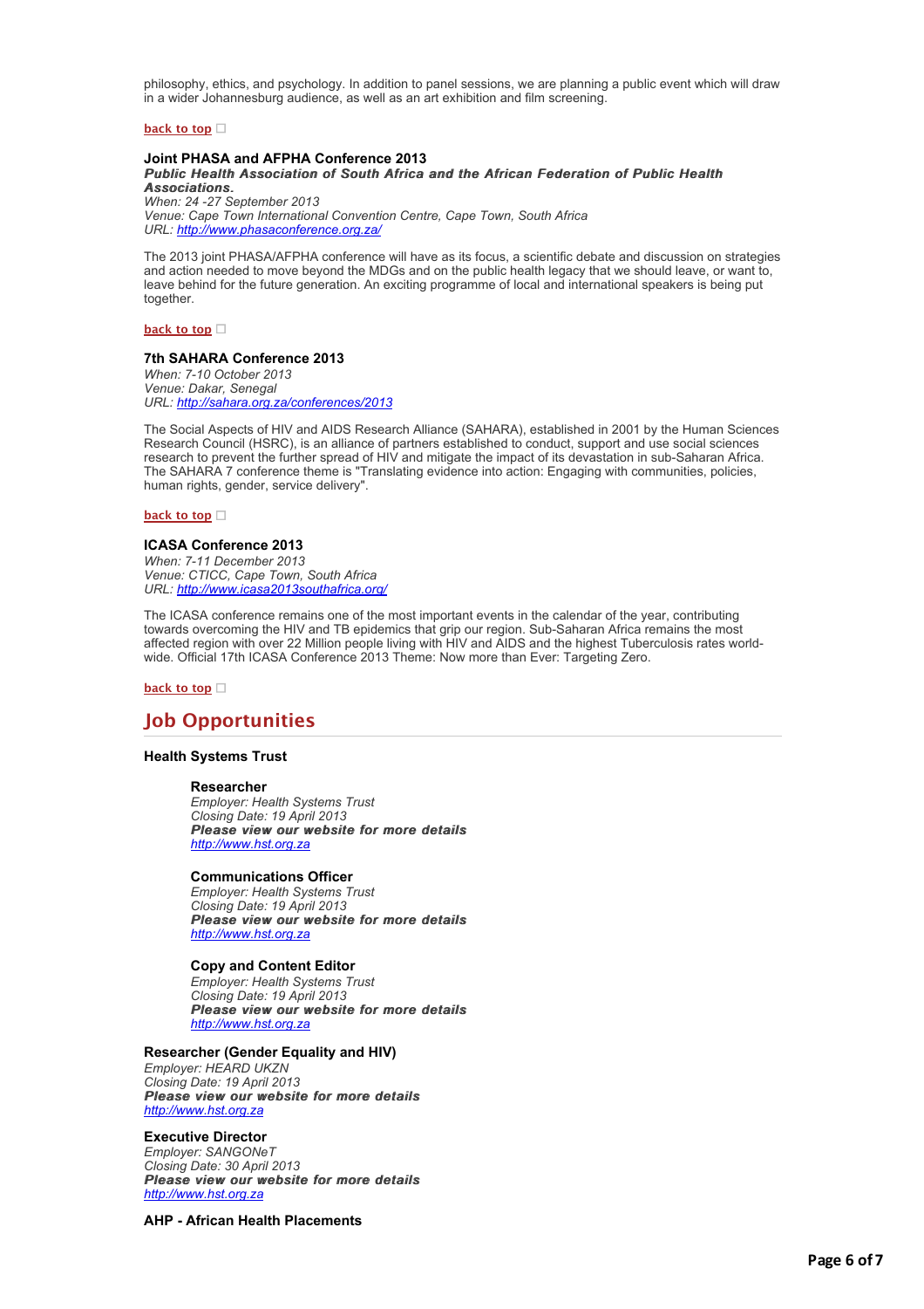philosophy, ethics, and psychology. In addition to panel sessions, we are planning a public event which will draw in a wider Johannesburg audience, as well as an art exhibition and film screening.

back to top

### Joint PHASA and AFPHA Conference 2013

***Public Health Association of South Africa and the African Federation of Public Health Associations.***
*When: 24 -27 September 2013*
*Venue: Cape Town International Convention Centre, Cape Town, South Africa*
*URL: http://www.phasaconference.org.za/*

The 2013 joint PHASA/AFPHA conference will have as its focus, a scientific debate and discussion on strategies and action needed to move beyond the MDGs and on the public health legacy that we should leave, or want to, leave behind for the future generation. An exciting programme of local and international speakers is being put together.

back to top

### 7th SAHARA Conference 2013

*When: 7-10 October 2013*
*Venue: Dakar, Senegal*
*URL: http://sahara.org.za/conferences/2013*

The Social Aspects of HIV and AIDS Research Alliance (SAHARA), established in 2001 by the Human Sciences Research Council (HSRC), is an alliance of partners established to conduct, support and use social sciences research to prevent the further spread of HIV and mitigate the impact of its devastation in sub-Saharan Africa. The SAHARA 7 conference theme is "Translating evidence into action: Engaging with communities, policies, human rights, gender, service delivery".

back to top

### ICASA Conference 2013

*When: 7-11 December 2013*
*Venue: CTICC, Cape Town, South Africa*
*URL: http://www.icasa2013southafrica.org/*

The ICASA conference remains one of the most important events in the calendar of the year, contributing towards overcoming the HIV and TB epidemics that grip our region. Sub-Saharan Africa remains the most affected region with over 22 Million people living with HIV and AIDS and the highest Tuberculosis rates world-wide. Official 17th ICASA Conference 2013 Theme: Now more than Ever: Targeting Zero.

back to top

## Job Opportunities

### Health Systems Trust

**Researcher**
*Employer: Health Systems Trust*
*Closing Date: 19 April 2013*
***Please view our website for more details***
*http://www.hst.org.za*

**Communications Officer**
*Employer: Health Systems Trust*
*Closing Date: 19 April 2013*
***Please view our website for more details***
*http://www.hst.org.za*

**Copy and Content Editor**
*Employer: Health Systems Trust*
*Closing Date: 19 April 2013*
***Please view our website for more details***
*http://www.hst.org.za*

**Researcher (Gender Equality and HIV)**
*Employer: HEARD UKZN*
*Closing Date: 19 April 2013*
***Please view our website for more details***
*http://www.hst.org.za*

**Executive Director**
*Employer: SANGONeT*
*Closing Date: 30 April 2013*
***Please view our website for more details***
*http://www.hst.org.za*

### AHP - African Health Placements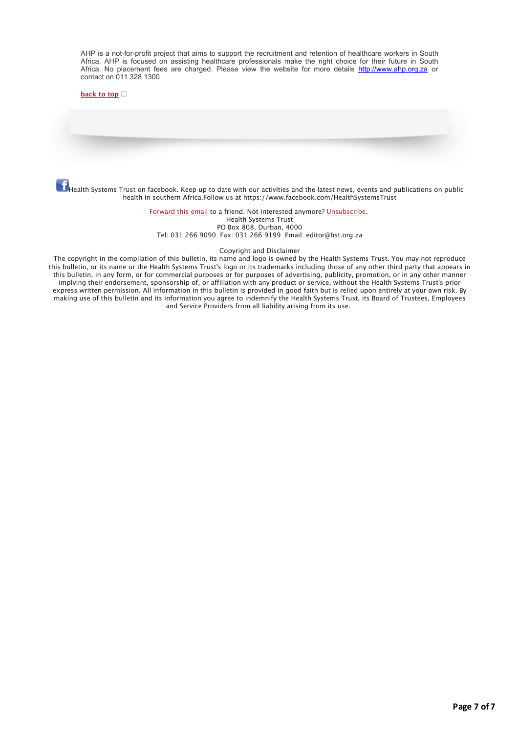AHP is a not-for-profit project that aims to support the recruitment and retention of healthcare workers in South Africa. AHP is focused on assisting healthcare professionals make the right choice for their future in South Africa. No placement fees are charged. Please view the website for more details http://www.ahp.org.za or contact on 011 328 1300

back to top

Health Systems Trust on facebook. Keep up to date with our activities and the latest news, events and publications on public health in southern Africa.Follow us at https://www.facebook.com/HealthSystemsTrust

Forward this email to a friend. Not interested anymore? Unsubscribe.
Health Systems Trust
PO Box 808, Durban, 4000
Tel: 031 266 9090 Fax: 031 266 9199 Email: editor@hst.org.za

Copyright and Disclaimer
The copyright in the compilation of this bulletin, its name and logo is owned by the Health Systems Trust. You may not reproduce this bulletin, or its name or the Health Systems Trust's logo or its trademarks including those of any other third party that appears in this bulletin, in any form, or for commercial purposes or for purposes of advertising, publicity, promotion, or in any other manner implying their endorsement, sponsorship of, or affiliation with any product or service, without the Health Systems Trust's prior express written permission. All information in this bulletin is provided in good faith but is relied upon entirely at your own risk. By making use of this bulletin and its information you agree to indemnify the Health Systems Trust, its Board of Trustees, Employees and Service Providers from all liability arising from its use.